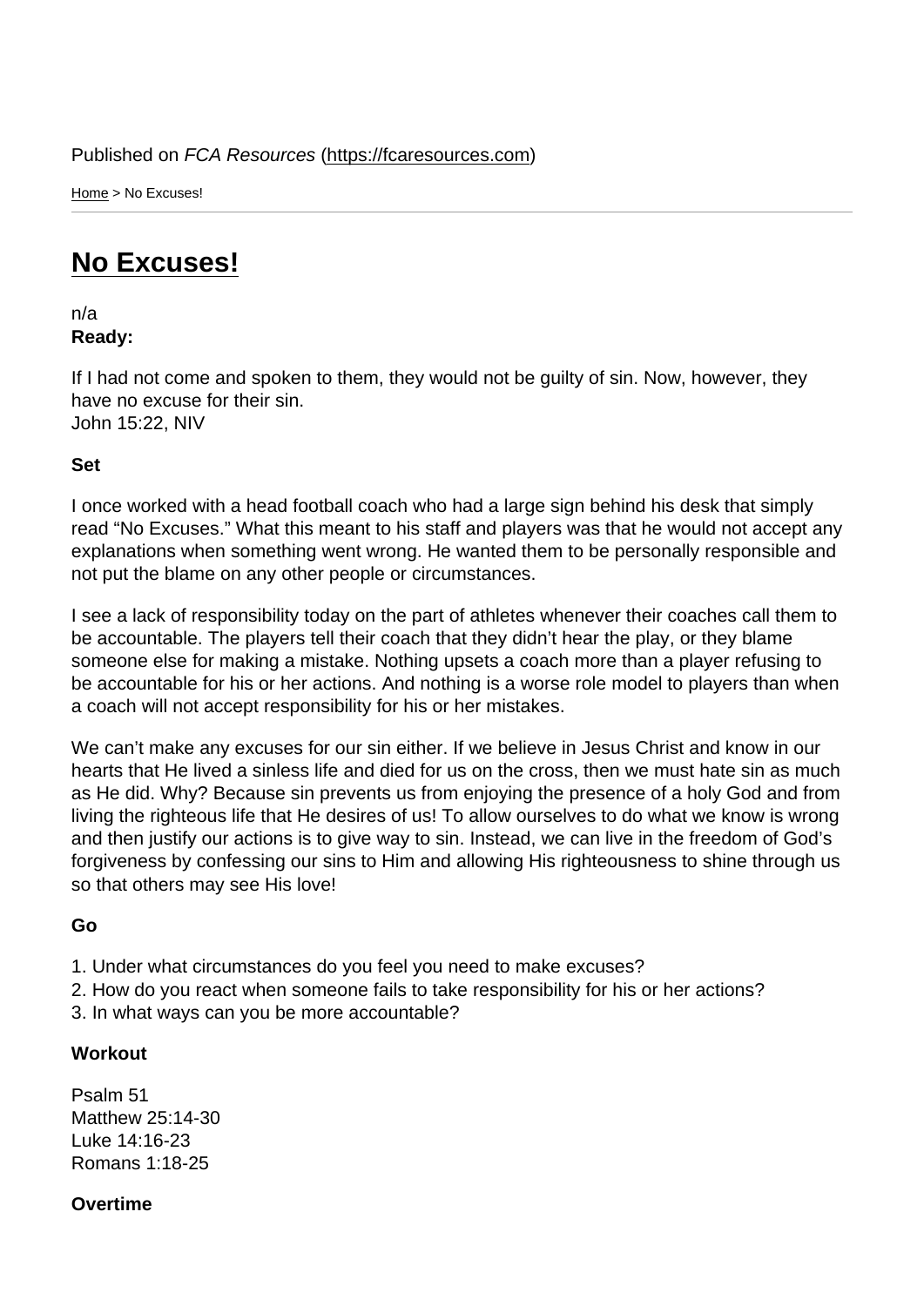Published on *FCA Resources* (https://fcaresources.com)

Home > No Excuses!

# No Excuses!

n/a

**Ready:**

If I had not come and spoken to them, they would not be guilty of sin. Now, however, they have no excuse for their sin.
John 15:22, NIV

**Set**

I once worked with a head football coach who had a large sign behind his desk that simply read "No Excuses." What this meant to his staff and players was that he would not accept any explanations when something went wrong. He wanted them to be personally responsible and not put the blame on any other people or circumstances.

I see a lack of responsibility today on the part of athletes whenever their coaches call them to be accountable. The players tell their coach that they didn't hear the play, or they blame someone else for making a mistake. Nothing upsets a coach more than a player refusing to be accountable for his or her actions. And nothing is a worse role model to players than when a coach will not accept responsibility for his or her mistakes.

We can't make any excuses for our sin either. If we believe in Jesus Christ and know in our hearts that He lived a sinless life and died for us on the cross, then we must hate sin as much as He did. Why? Because sin prevents us from enjoying the presence of a holy God and from living the righteous life that He desires of us! To allow ourselves to do what we know is wrong and then justify our actions is to give way to sin. Instead, we can live in the freedom of God's forgiveness by confessing our sins to Him and allowing His righteousness to shine through us so that others may see His love!

**Go**

1. Under what circumstances do you feel you need to make excuses?
2. How do you react when someone fails to take responsibility for his or her actions?
3. In what ways can you be more accountable?

**Workout**

Psalm 51
Matthew 25:14-30
Luke 14:16-23
Romans 1:18-25

**Overtime**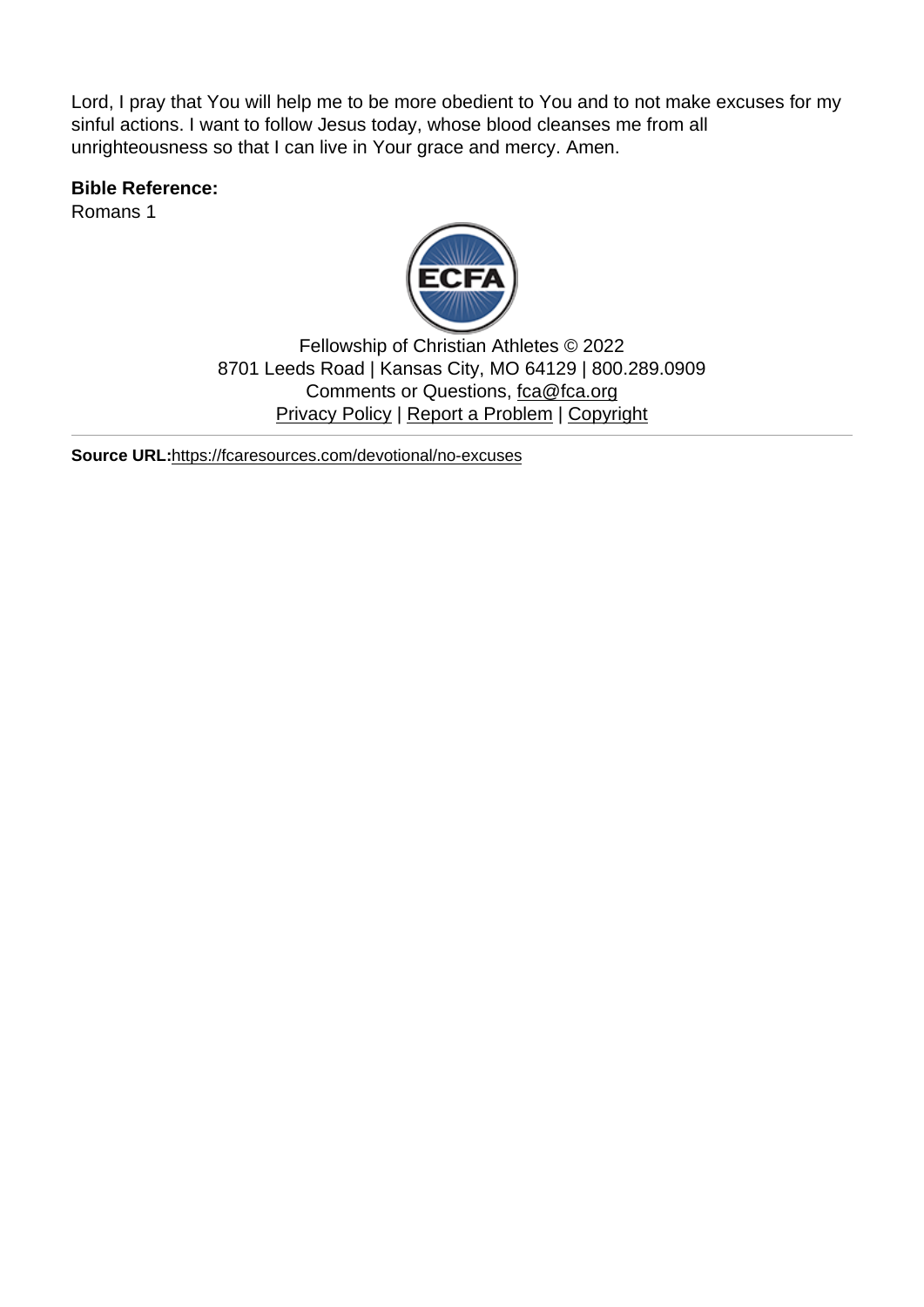Lord, I pray that You will help me to be more obedient to You and to not make excuses for my sinful actions. I want to follow Jesus today, whose blood cleanses me from all unrighteousness so that I can live in Your grace and mercy. Amen.

**Bible Reference:**
Romans 1

Fellowship of Christian Athletes © 2022
8701 Leeds Road | Kansas City, MO 64129 | 800.289.0909
Comments or Questions, fca@fca.org
Privacy Policy | Report a Problem | Copyright

**Source URL:** https://fcaresources.com/devotional/no-excuses